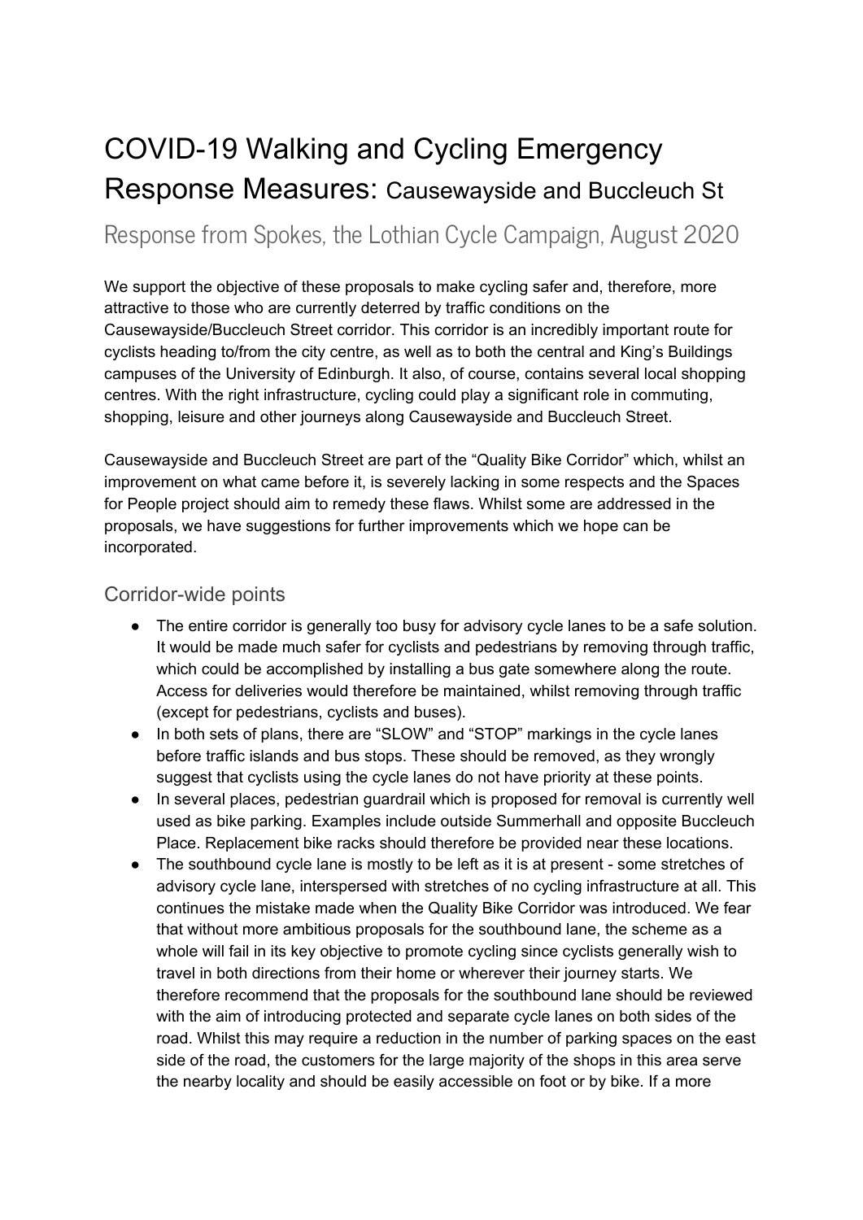# COVID-19 Walking and Cycling Emergency Response Measures: Causewayside and Buccleuch St

## Response from Spokes, the Lothian Cycle Campaign, August 2020

We support the objective of these proposals to make cycling safer and, therefore, more attractive to those who are currently deterred by traffic conditions on the Causewayside/Buccleuch Street corridor. This corridor is an incredibly important route for cyclists heading to/from the city centre, as well as to both the central and King's Buildings campuses of the University of Edinburgh. It also, of course, contains several local shopping centres. With the right infrastructure, cycling could play a significant role in commuting, shopping, leisure and other journeys along Causewayside and Buccleuch Street.

Causewayside and Buccleuch Street are part of the "Quality Bike Corridor" which, whilst an improvement on what came before it, is severely lacking in some respects and the Spaces for People project should aim to remedy these flaws. Whilst some are addressed in the proposals, we have suggestions for further improvements which we hope can be incorporated.

### Corridor-wide points

- The entire corridor is generally too busy for advisory cycle lanes to be a safe solution. It would be made much safer for cyclists and pedestrians by removing through traffic, which could be accomplished by installing a bus gate somewhere along the route. Access for deliveries would therefore be maintained, whilst removing through traffic (except for pedestrians, cyclists and buses).
- In both sets of plans, there are "SLOW" and "STOP" markings in the cycle lanes before traffic islands and bus stops. These should be removed, as they wrongly suggest that cyclists using the cycle lanes do not have priority at these points.
- In several places, pedestrian guardrail which is proposed for removal is currently well used as bike parking. Examples include outside Summerhall and opposite Buccleuch Place. Replacement bike racks should therefore be provided near these locations.
- The southbound cycle lane is mostly to be left as it is at present - some stretches of advisory cycle lane, interspersed with stretches of no cycling infrastructure at all. This continues the mistake made when the Quality Bike Corridor was introduced. We fear that without more ambitious proposals for the southbound lane, the scheme as a whole will fail in its key objective to promote cycling since cyclists generally wish to travel in both directions from their home or wherever their journey starts. We therefore recommend that the proposals for the southbound lane should be reviewed with the aim of introducing protected and separate cycle lanes on both sides of the road. Whilst this may require a reduction in the number of parking spaces on the east side of the road, the customers for the large majority of the shops in this area serve the nearby locality and should be easily accessible on foot or by bike. If a more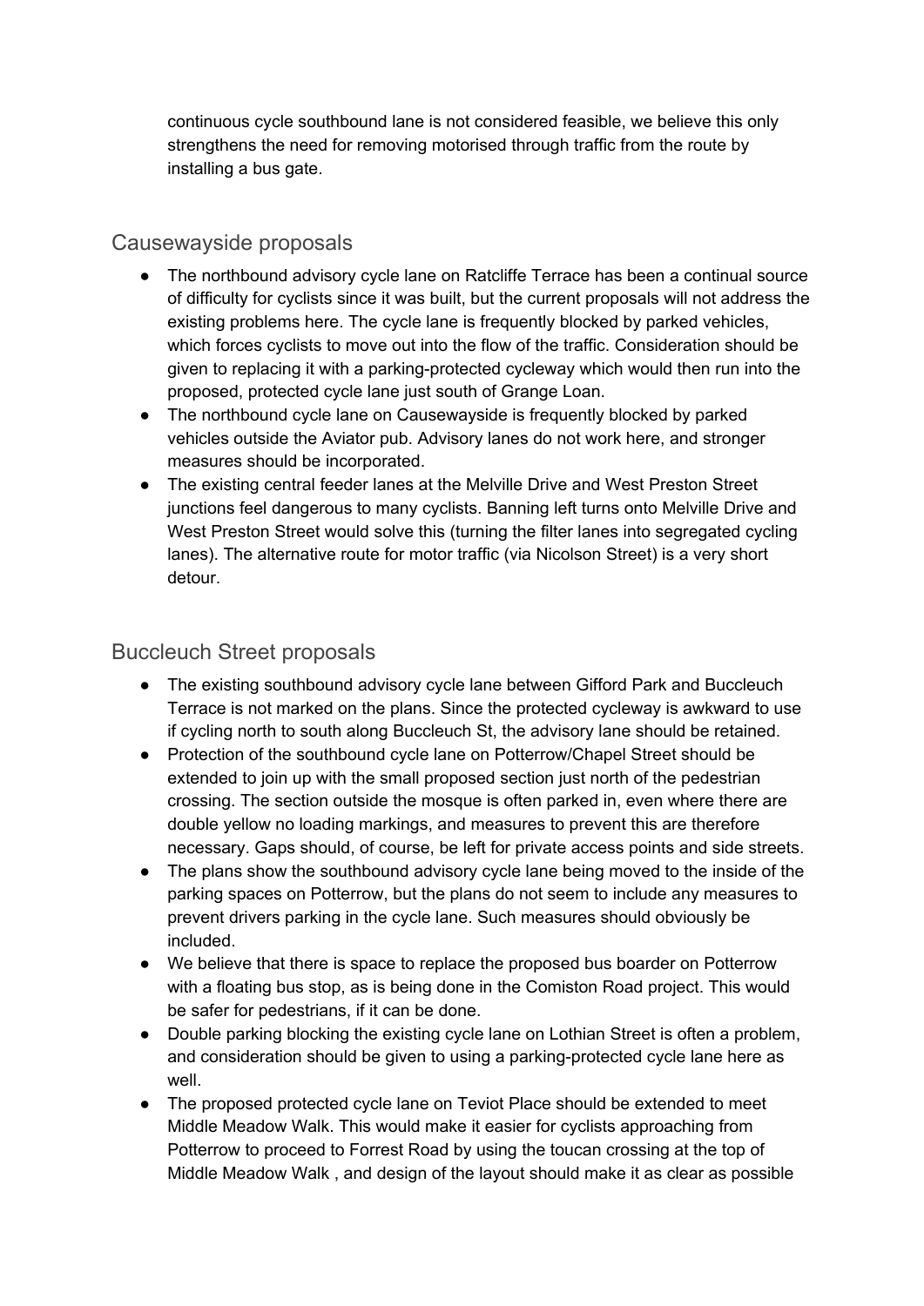continuous cycle southbound lane is not considered feasible, we believe this only strengthens the need for removing motorised through traffic from the route by installing a bus gate.

## Causewayside proposals

- The northbound advisory cycle lane on Ratcliffe Terrace has been a continual source of difficulty for cyclists since it was built, but the current proposals will not address the existing problems here. The cycle lane is frequently blocked by parked vehicles, which forces cyclists to move out into the flow of the traffic. Consideration should be given to replacing it with a parking-protected cycleway which would then run into the proposed, protected cycle lane just south of Grange Loan.
- The northbound cycle lane on Causewayside is frequently blocked by parked vehicles outside the Aviator pub. Advisory lanes do not work here, and stronger measures should be incorporated.
- The existing central feeder lanes at the Melville Drive and West Preston Street junctions feel dangerous to many cyclists. Banning left turns onto Melville Drive and West Preston Street would solve this (turning the filter lanes into segregated cycling lanes). The alternative route for motor traffic (via Nicolson Street) is a very short detour.

## Buccleuch Street proposals

- The existing southbound advisory cycle lane between Gifford Park and Buccleuch Terrace is not marked on the plans. Since the protected cycleway is awkward to use if cycling north to south along Buccleuch St, the advisory lane should be retained.
- Protection of the southbound cycle lane on Potterrow/Chapel Street should be extended to join up with the small proposed section just north of the pedestrian crossing. The section outside the mosque is often parked in, even where there are double yellow no loading markings, and measures to prevent this are therefore necessary. Gaps should, of course, be left for private access points and side streets.
- The plans show the southbound advisory cycle lane being moved to the inside of the parking spaces on Potterrow, but the plans do not seem to include any measures to prevent drivers parking in the cycle lane. Such measures should obviously be included.
- We believe that there is space to replace the proposed bus boarder on Potterrow with a floating bus stop, as is being done in the Comiston Road project. This would be safer for pedestrians, if it can be done.
- Double parking blocking the existing cycle lane on Lothian Street is often a problem, and consideration should be given to using a parking-protected cycle lane here as well.
- The proposed protected cycle lane on Teviot Place should be extended to meet Middle Meadow Walk. This would make it easier for cyclists approaching from Potterrow to proceed to Forrest Road by using the toucan crossing at the top of Middle Meadow Walk , and design of the layout should make it as clear as possible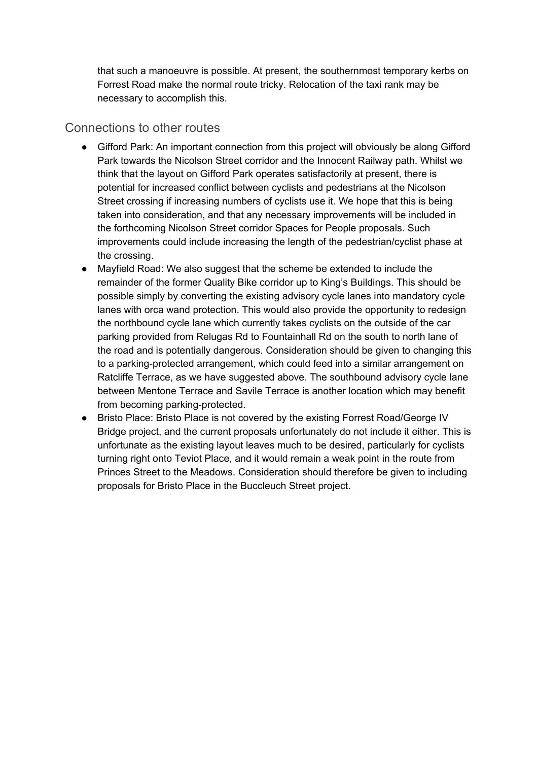that such a manoeuvre is possible. At present, the southernmost temporary kerbs on Forrest Road make the normal route tricky. Relocation of the taxi rank may be necessary to accomplish this.

## Connections to other routes

- Gifford Park: An important connection from this project will obviously be along Gifford Park towards the Nicolson Street corridor and the Innocent Railway path. Whilst we think that the layout on Gifford Park operates satisfactorily at present, there is potential for increased conflict between cyclists and pedestrians at the Nicolson Street crossing if increasing numbers of cyclists use it. We hope that this is being taken into consideration, and that any necessary improvements will be included in the forthcoming Nicolson Street corridor Spaces for People proposals. Such improvements could include increasing the length of the pedestrian/cyclist phase at the crossing.
- Mayfield Road: We also suggest that the scheme be extended to include the remainder of the former Quality Bike corridor up to King's Buildings. This should be possible simply by converting the existing advisory cycle lanes into mandatory cycle lanes with orca wand protection. This would also provide the opportunity to redesign the northbound cycle lane which currently takes cyclists on the outside of the car parking provided from Relugas Rd to Fountainhall Rd on the south to north lane of the road and is potentially dangerous. Consideration should be given to changing this to a parking-protected arrangement, which could feed into a similar arrangement on Ratcliffe Terrace, as we have suggested above. The southbound advisory cycle lane between Mentone Terrace and Savile Terrace is another location which may benefit from becoming parking-protected.
- Bristo Place: Bristo Place is not covered by the existing Forrest Road/George IV Bridge project, and the current proposals unfortunately do not include it either. This is unfortunate as the existing layout leaves much to be desired, particularly for cyclists turning right onto Teviot Place, and it would remain a weak point in the route from Princes Street to the Meadows. Consideration should therefore be given to including proposals for Bristo Place in the Buccleuch Street project.